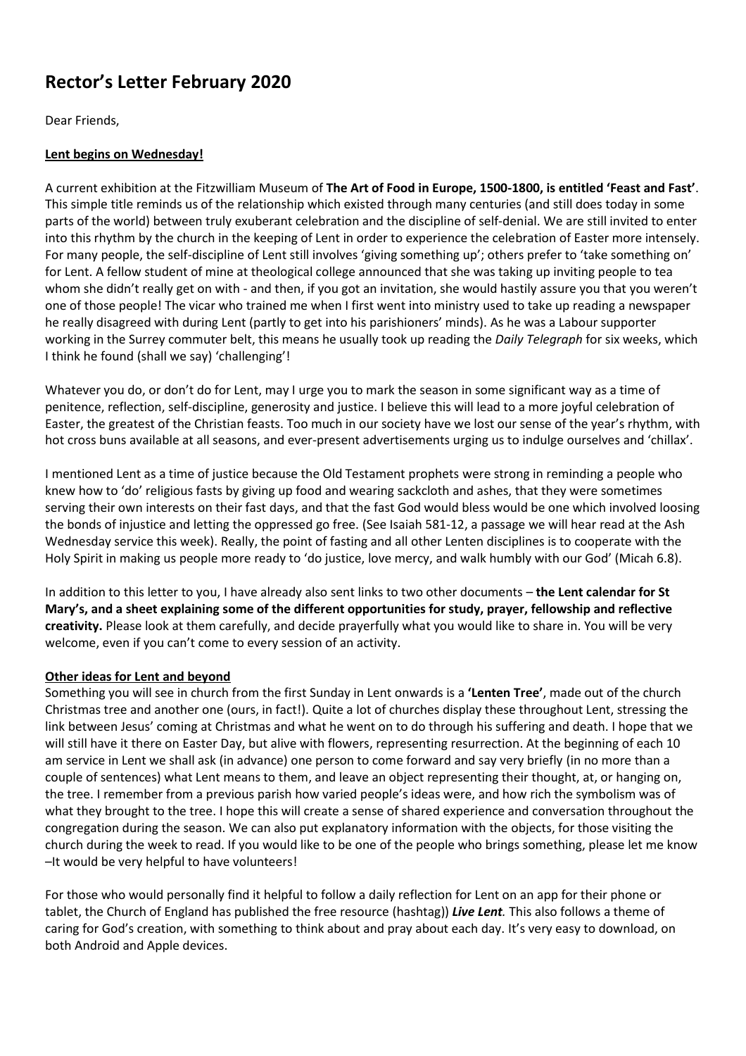# Rector's Letter February 2020

Dear Friends,

**Lent begins on Wednesday!**

A current exhibition at the Fitzwilliam Museum of **The Art of Food in Europe, 1500-1800, is entitled 'Feast and Fast'**. This simple title reminds us of the relationship which existed through many centuries (and still does today in some parts of the world) between truly exuberant celebration and the discipline of self-denial. We are still invited to enter into this rhythm by the church in the keeping of Lent in order to experience the celebration of Easter more intensely. For many people, the self-discipline of Lent still involves 'giving something up'; others prefer to 'take something on' for Lent. A fellow student of mine at theological college announced that she was taking up inviting people to tea whom she didn't really get on with - and then, if you got an invitation, she would hastily assure you that you weren't one of those people! The vicar who trained me when I first went into ministry used to take up reading a newspaper he really disagreed with during Lent (partly to get into his parishioners' minds). As he was a Labour supporter working in the Surrey commuter belt, this means he usually took up reading the *Daily Telegraph* for six weeks, which I think he found (shall we say) 'challenging'!

Whatever you do, or don't do for Lent, may I urge you to mark the season in some significant way as a time of penitence, reflection, self-discipline, generosity and justice. I believe this will lead to a more joyful celebration of Easter, the greatest of the Christian feasts. Too much in our society have we lost our sense of the year's rhythm, with hot cross buns available at all seasons, and ever-present advertisements urging us to indulge ourselves and 'chillax'.

I mentioned Lent as a time of justice because the Old Testament prophets were strong in reminding a people who knew how to 'do' religious fasts by giving up food and wearing sackcloth and ashes, that they were sometimes serving their own interests on their fast days, and that the fast God would bless would be one which involved loosing the bonds of injustice and letting the oppressed go free. (See Isaiah 581-12, a passage we will hear read at the Ash Wednesday service this week). Really, the point of fasting and all other Lenten disciplines is to cooperate with the Holy Spirit in making us people more ready to 'do justice, love mercy, and walk humbly with our God' (Micah 6.8).

In addition to this letter to you, I have already also sent links to two other documents – **the Lent calendar for St Mary's, and a sheet explaining some of the different opportunities for study, prayer, fellowship and reflective creativity.** Please look at them carefully, and decide prayerfully what you would like to share in. You will be very welcome, even if you can't come to every session of an activity.

**Other ideas for Lent and beyond**

Something you will see in church from the first Sunday in Lent onwards is a **'Lenten Tree'**, made out of the church Christmas tree and another one (ours, in fact!). Quite a lot of churches display these throughout Lent, stressing the link between Jesus' coming at Christmas and what he went on to do through his suffering and death. I hope that we will still have it there on Easter Day, but alive with flowers, representing resurrection. At the beginning of each 10 am service in Lent we shall ask (in advance) one person to come forward and say very briefly (in no more than a couple of sentences) what Lent means to them, and leave an object representing their thought, at, or hanging on, the tree. I remember from a previous parish how varied people's ideas were, and how rich the symbolism was of what they brought to the tree. I hope this will create a sense of shared experience and conversation throughout the congregation during the season. We can also put explanatory information with the objects, for those visiting the church during the week to read. If you would like to be one of the people who brings something, please let me know –It would be very helpful to have volunteers!

For those who would personally find it helpful to follow a daily reflection for Lent on an app for their phone or tablet, the Church of England has published the free resource (hashtag)) ***Live Lent.*** This also follows a theme of caring for God's creation, with something to think about and pray about each day. It's very easy to download, on both Android and Apple devices.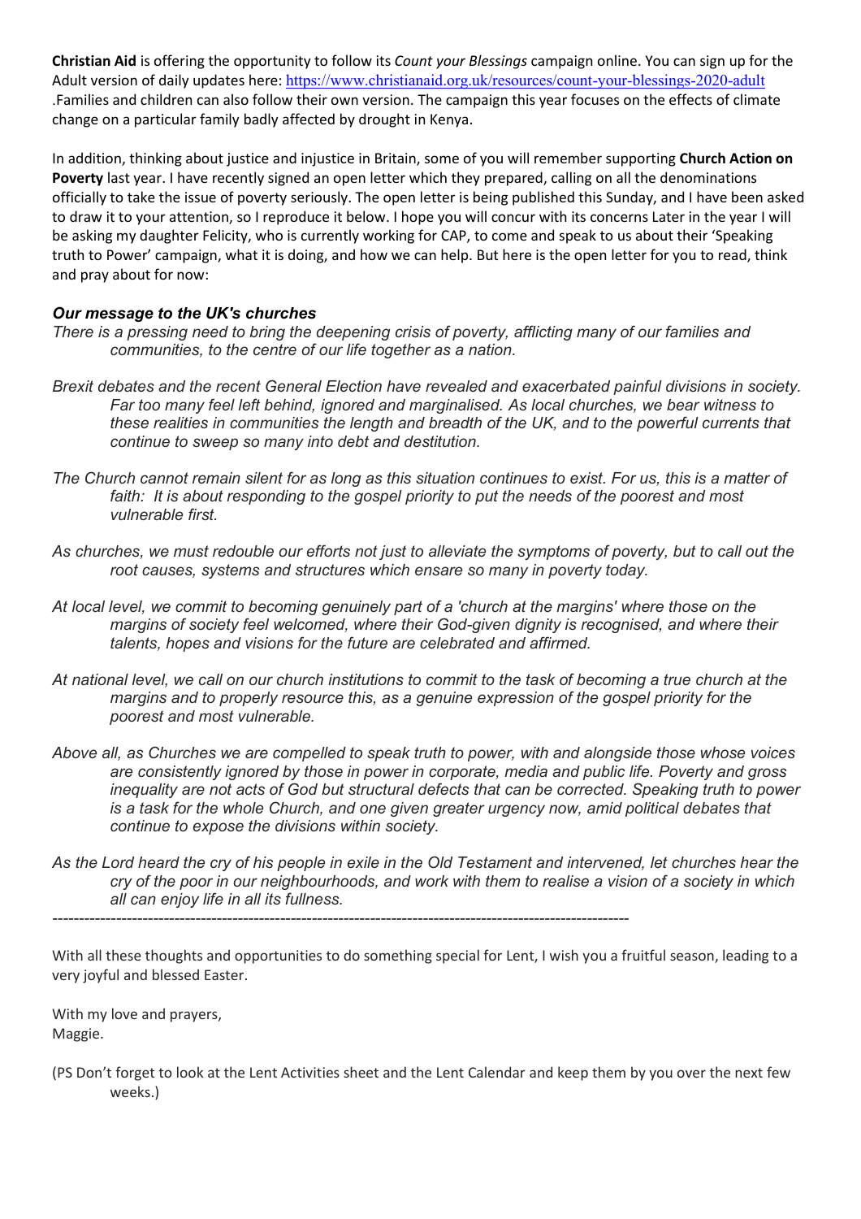**Christian Aid** is offering the opportunity to follow its *Count your Blessings* campaign online. You can sign up for the Adult version of daily updates here: https://www.christianaid.org.uk/resources/count-your-blessings-2020-adult .Families and children can also follow their own version. The campaign this year focuses on the effects of climate change on a particular family badly affected by drought in Kenya.

In addition, thinking about justice and injustice in Britain, some of you will remember supporting **Church Action on Poverty** last year. I have recently signed an open letter which they prepared, calling on all the denominations officially to take the issue of poverty seriously. The open letter is being published this Sunday, and I have been asked to draw it to your attention, so I reproduce it below. I hope you will concur with its concerns Later in the year I will be asking my daughter Felicity, who is currently working for CAP, to come and speak to us about their 'Speaking truth to Power' campaign, what it is doing, and how we can help. But here is the open letter for you to read, think and pray about for now:

### *Our message to the UK's churches*

*There is a pressing need to bring the deepening crisis of poverty, afflicting many of our families and communities, to the centre of our life together as a nation.*

*Brexit debates and the recent General Election have revealed and exacerbated painful divisions in society. Far too many feel left behind, ignored and marginalised. As local churches, we bear witness to these realities in communities the length and breadth of the UK, and to the powerful currents that continue to sweep so many into debt and destitution.*

*The Church cannot remain silent for as long as this situation continues to exist. For us, this is a matter of faith: It is about responding to the gospel priority to put the needs of the poorest and most vulnerable first.*

*As churches, we must redouble our efforts not just to alleviate the symptoms of poverty, but to call out the root causes, systems and structures which ensare so many in poverty today.*

*At local level, we commit to becoming genuinely part of a 'church at the margins' where those on the margins of society feel welcomed, where their God-given dignity is recognised, and where their talents, hopes and visions for the future are celebrated and affirmed.*

*At national level, we call on our church institutions to commit to the task of becoming a true church at the margins and to properly resource this, as a genuine expression of the gospel priority for the poorest and most vulnerable.*

*Above all, as Churches we are compelled to speak truth to power, with and alongside those whose voices are consistently ignored by those in power in corporate, media and public life. Poverty and gross inequality are not acts of God but structural defects that can be corrected. Speaking truth to power is a task for the whole Church, and one given greater urgency now, amid political debates that continue to expose the divisions within society.*

*As the Lord heard the cry of his people in exile in the Old Testament and intervened, let churches hear the cry of the poor in our neighbourhoods, and work with them to realise a vision of a society in which all can enjoy life in all its fullness.*

---

With all these thoughts and opportunities to do something special for Lent, I wish you a fruitful season, leading to a very joyful and blessed Easter.

With my love and prayers,
Maggie.

(PS Don't forget to look at the Lent Activities sheet and the Lent Calendar and keep them by you over the next few weeks.)